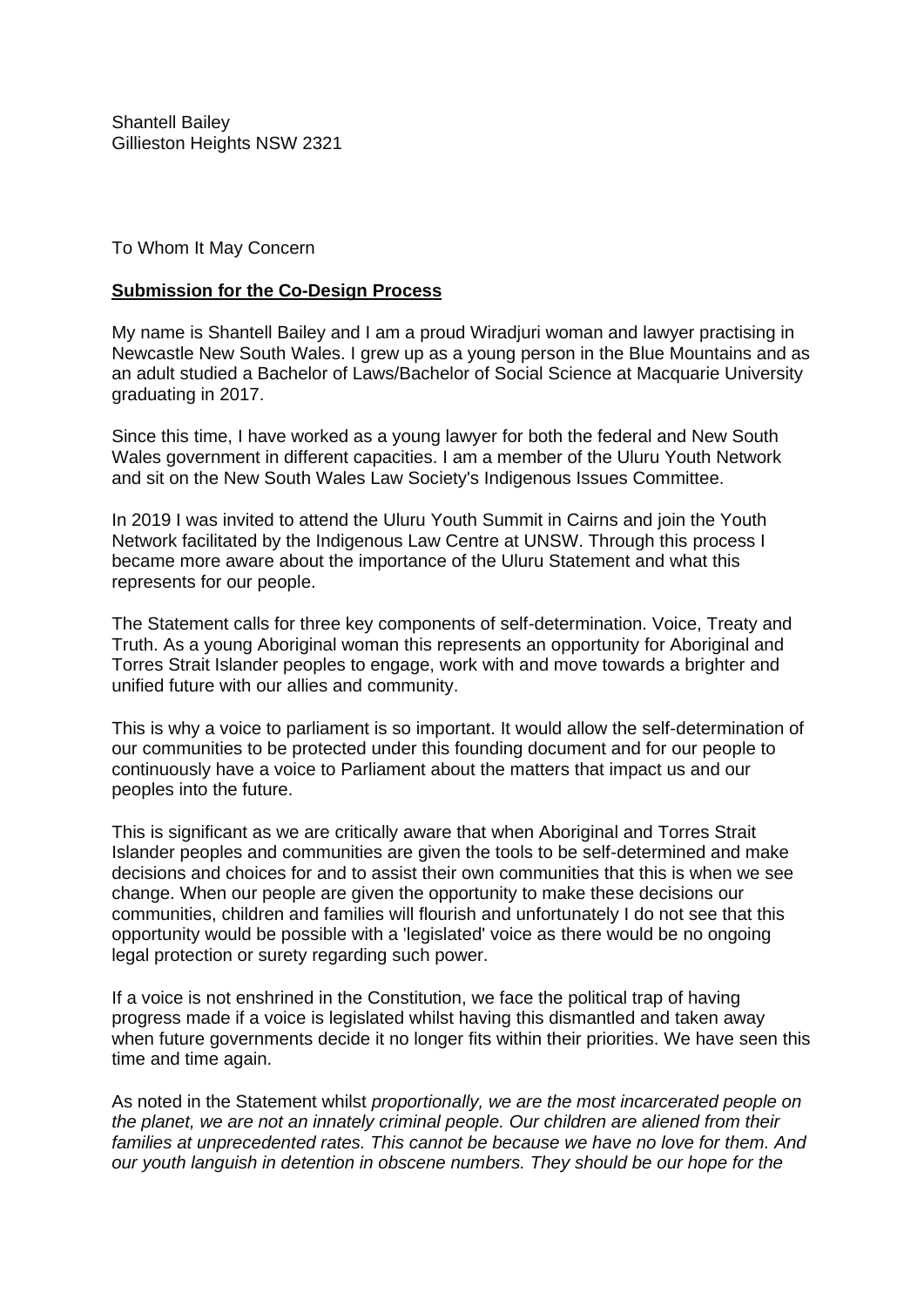Shantell Bailey
Gillieston Heights NSW 2321

To Whom It May Concern

**Submission for the Co-Design Process**

My name is Shantell Bailey and I am a proud Wiradjuri woman and lawyer practising in Newcastle New South Wales. I grew up as a young person in the Blue Mountains and as an adult studied a Bachelor of Laws/Bachelor of Social Science at Macquarie University graduating in 2017.

Since this time, I have worked as a young lawyer for both the federal and New South Wales government in different capacities. I am a member of the Uluru Youth Network and sit on the New South Wales Law Society's Indigenous Issues Committee.

In 2019 I was invited to attend the Uluru Youth Summit in Cairns and join the Youth Network facilitated by the Indigenous Law Centre at UNSW. Through this process I became more aware about the importance of the Uluru Statement and what this represents for our people.

The Statement calls for three key components of self-determination. Voice, Treaty and Truth. As a young Aboriginal woman this represents an opportunity for Aboriginal and Torres Strait Islander peoples to engage, work with and move towards a brighter and unified future with our allies and community.

This is why a voice to parliament is so important. It would allow the self-determination of our communities to be protected under this founding document and for our people to continuously have a voice to Parliament about the matters that impact us and our peoples into the future.

This is significant as we are critically aware that when Aboriginal and Torres Strait Islander peoples and communities are given the tools to be self-determined and make decisions and choices for and to assist their own communities that this is when we see change. When our people are given the opportunity to make these decisions our communities, children and families will flourish and unfortunately I do not see that this opportunity would be possible with a 'legislated' voice as there would be no ongoing legal protection or surety regarding such power.

If a voice is not enshrined in the Constitution, we face the political trap of having progress made if a voice is legislated whilst having this dismantled and taken away when future governments decide it no longer fits within their priorities. We have seen this time and time again.

As noted in the Statement whilst *proportionally, we are the most incarcerated people on the planet, we are not an innately criminal people. Our children are aliened from their families at unprecedented rates. This cannot be because we have no love for them. And our youth languish in detention in obscene numbers. They should be our hope for the*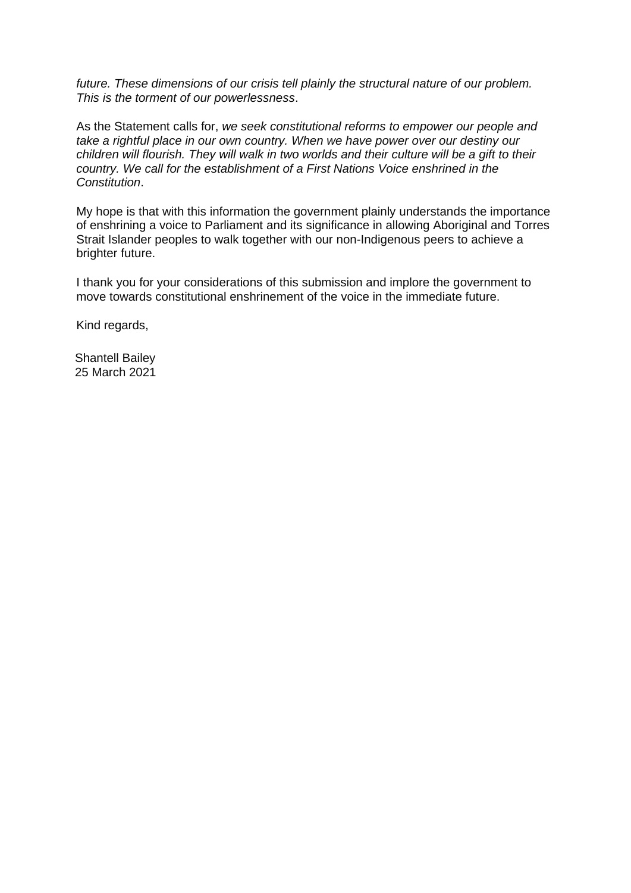*future. These dimensions of our crisis tell plainly the structural nature of our problem. This is the torment of our powerlessness*.

As the Statement calls for, *we seek constitutional reforms to empower our people and take a rightful place in our own country. When we have power over our destiny our children will flourish. They will walk in two worlds and their culture will be a gift to their country. We call for the establishment of a First Nations Voice enshrined in the Constitution*.

My hope is that with this information the government plainly understands the importance of enshrining a voice to Parliament and its significance in allowing Aboriginal and Torres Strait Islander peoples to walk together with our non-Indigenous peers to achieve a brighter future.

I thank you for your considerations of this submission and implore the government to move towards constitutional enshrinement of the voice in the immediate future.

Kind regards,

Shantell Bailey
25 March 2021